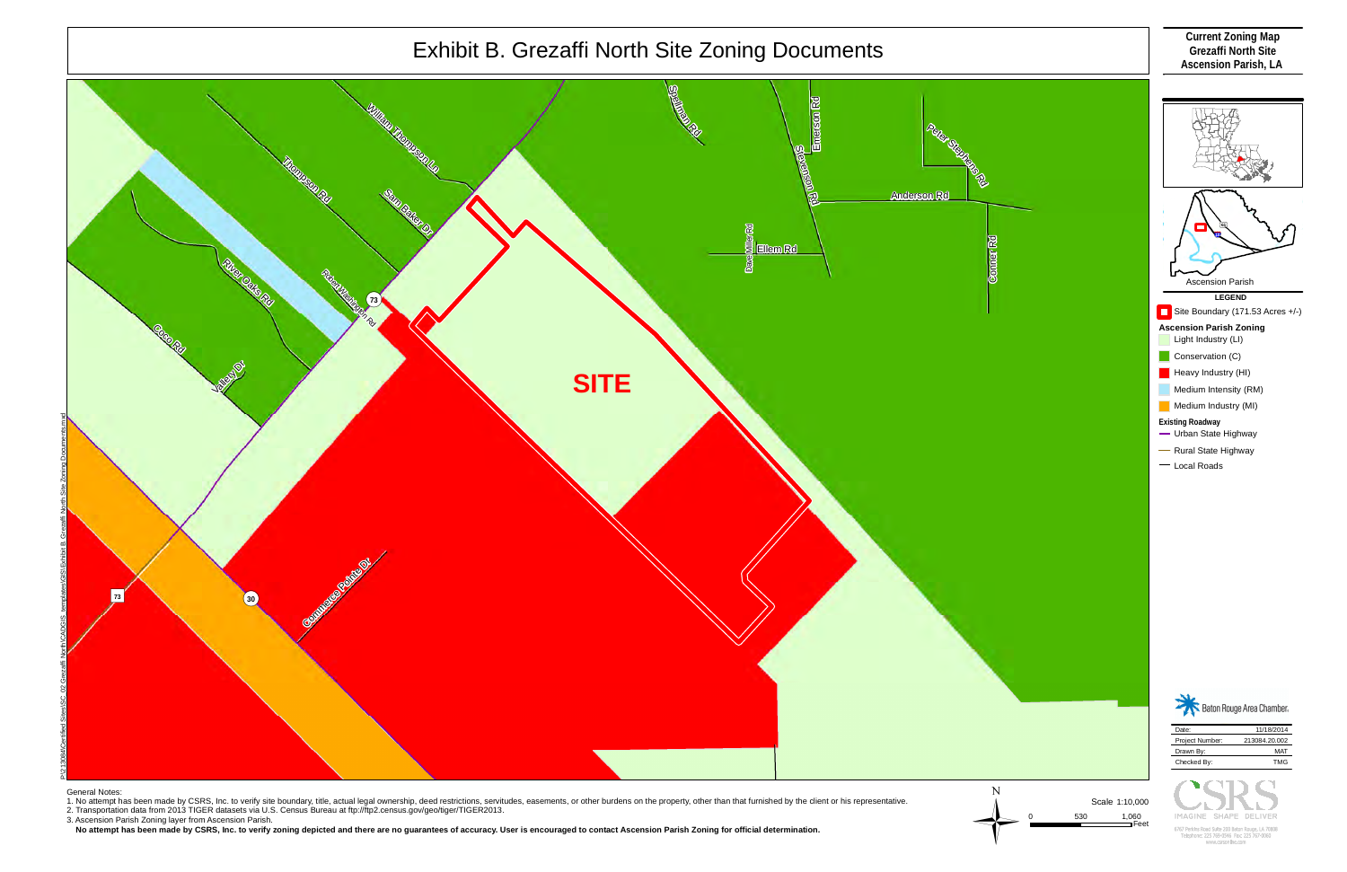# Exhibit B. Grezaffi North Site Zoning Documents

**Current Zoning Map**
**Grezaffi North Site**
**Ascension Parish, LA**

SITE

William Thompson Ln
Thompson Rd
Sam Baker Dr
River Oaks Rd
Robert Washington Rd
Coco Rd
Valley Dr
Spellman Rd
Emerson Rd
Stevenson Rd
Peter Stephens Rd
Anderson Rd
Ellem Rd
Dave Miller Rd
Conner Rd
Commerce Pointe Dr
73
30

Ascension Parish

**LEGEND**

- Site Boundary (171.53 Acres +/-)

**Ascension Parish Zoning**

- Light Industry (LI)
- Conservation (C)
- Heavy Industry (HI)
- Medium Intensity (RM)
- Medium Industry (MI)

**Existing Roadway**

- Urban State Highway
- Rural State Highway
- Local Roads

Baton Rouge Area Chamber

| Date: | 11/18/2014 |
|---|---|
| Project Number: | 213084.20.002 |
| Drawn By: | MAT |
| Checked By: | TMG |

CSRS
IMAGINE SHAPE DELIVER

Scale 1:10,000

0 530 1,060 Feet

N

General Notes:
1. No attempt has been made by CSRS, Inc. to verify site boundary, title, actual legal ownership, deed restrictions, servitudes, easements, or other burdens on the property, other than that furnished by the client or his representative.
2. Transportation data from 2013 TIGER datasets via U.S. Census Bureau at ftp://ftp2.census.gov/geo/tiger/TIGER2013.
3. Ascension Parish Zoning layer from Ascension Parish.

**No attempt has been made by CSRS, Inc. to verify zoning depicted and there are no guarantees of accuracy. User is encouraged to contact Ascension Parish Zoning for official determination.**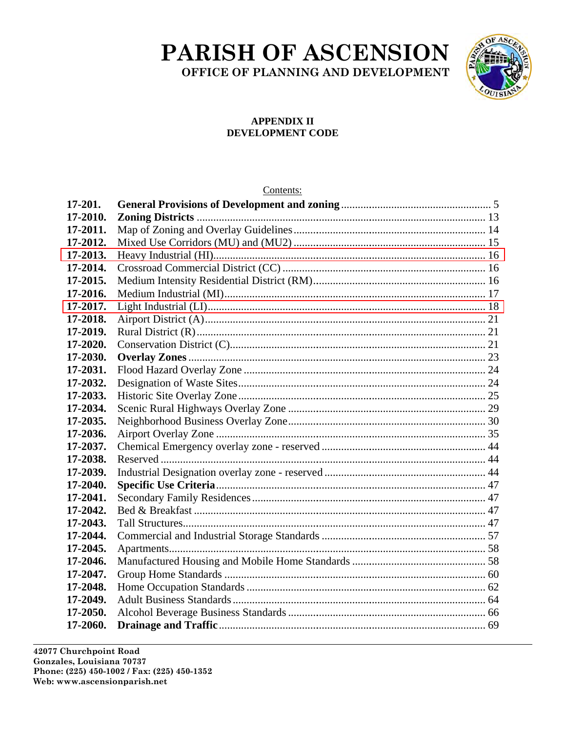# PARISH OF ASCENSION

## OFFICE OF PLANNING AND DEVELOPMENT

### APPENDIX II
### DEVELOPMENT CODE

Contents:

| | | |
|---|---|---|
| **17-201.** | **General Provisions of Development and zoning** | 5 |
| **17-2010.** | **Zoning Districts** | 13 |
| **17-2011.** | Map of Zoning and Overlay Guidelines | 14 |
| **17-2012.** | Mixed Use Corridors (MU) and (MU2) | 15 |
| **17-2013.** | Heavy Industrial (HI) | 16 |
| **17-2014.** | Crossroad Commercial District (CC) | 16 |
| **17-2015.** | Medium Intensity Residential District (RM) | 16 |
| **17-2016.** | Medium Industrial (MI) | 17 |
| **17-2017.** | Light Industrial (LI) | 18 |
| **17-2018.** | Airport District (A) | 21 |
| **17-2019.** | Rural District (R) | 21 |
| **17-2020.** | Conservation District (C) | 21 |
| **17-2030.** | **Overlay Zones** | 23 |
| **17-2031.** | Flood Hazard Overlay Zone | 24 |
| **17-2032.** | Designation of Waste Sites | 24 |
| **17-2033.** | Historic Site Overlay Zone | 25 |
| **17-2034.** | Scenic Rural Highways Overlay Zone | 29 |
| **17-2035.** | Neighborhood Business Overlay Zone | 30 |
| **17-2036.** | Airport Overlay Zone | 35 |
| **17-2037.** | Chemical Emergency overlay zone - reserved | 44 |
| **17-2038.** | Reserved | 44 |
| **17-2039.** | Industrial Designation overlay zone - reserved | 44 |
| **17-2040.** | **Specific Use Criteria** | 47 |
| **17-2041.** | Secondary Family Residences | 47 |
| **17-2042.** | Bed & Breakfast | 47 |
| **17-2043.** | Tall Structures | 47 |
| **17-2044.** | Commercial and Industrial Storage Standards | 57 |
| **17-2045.** | Apartments | 58 |
| **17-2046.** | Manufactured Housing and Mobile Home Standards | 58 |
| **17-2047.** | Group Home Standards | 60 |
| **17-2048.** | Home Occupation Standards | 62 |
| **17-2049.** | Adult Business Standards | 64 |
| **17-2050.** | Alcohol Beverage Business Standards | 66 |
| **17-2060.** | **Drainage and Traffic** | 69 |

**42077 Churchpoint Road**
**Gonzales, Louisiana 70737**
**Phone: (225) 450-1002 / Fax: (225) 450-1352**
**Web: www.ascensionparish.net**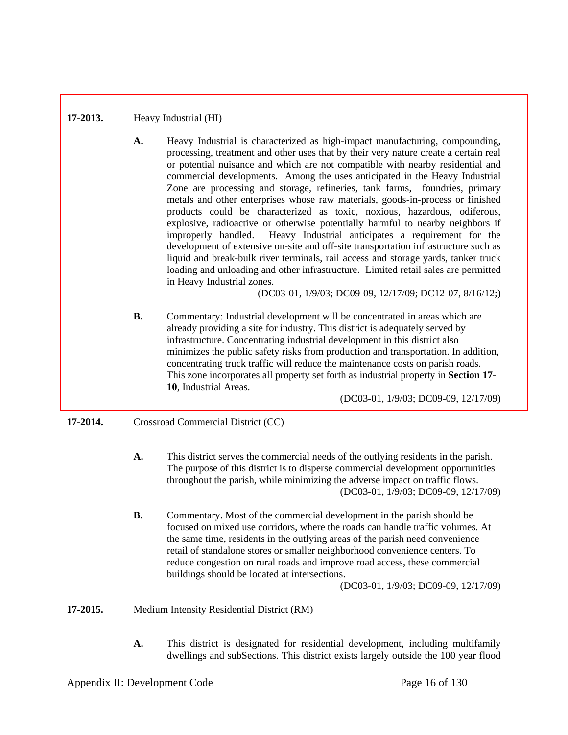**17-2013.** Heavy Industrial (HI)

**A.** Heavy Industrial is characterized as high-impact manufacturing, compounding, processing, treatment and other uses that by their very nature create a certain real or potential nuisance and which are not compatible with nearby residential and commercial developments. Among the uses anticipated in the Heavy Industrial Zone are processing and storage, refineries, tank farms, foundries, primary metals and other enterprises whose raw materials, goods-in-process or finished products could be characterized as toxic, noxious, hazardous, odiferous, explosive, radioactive or otherwise potentially harmful to nearby neighbors if improperly handled. Heavy Industrial anticipates a requirement for the development of extensive on-site and off-site transportation infrastructure such as liquid and break-bulk river terminals, rail access and storage yards, tanker truck loading and unloading and other infrastructure. Limited retail sales are permitted in Heavy Industrial zones.
(DC03-01, 1/9/03; DC09-09, 12/17/09; DC12-07, 8/16/12;)

**B.** Commentary: Industrial development will be concentrated in areas which are already providing a site for industry. This district is adequately served by infrastructure. Concentrating industrial development in this district also minimizes the public safety risks from production and transportation. In addition, concentrating truck traffic will reduce the maintenance costs on parish roads. This zone incorporates all property set forth as industrial property in **Section 17-10**, Industrial Areas.
(DC03-01, 1/9/03; DC09-09, 12/17/09)

**17-2014.** Crossroad Commercial District (CC)

**A.** This district serves the commercial needs of the outlying residents in the parish. The purpose of this district is to disperse commercial development opportunities throughout the parish, while minimizing the adverse impact on traffic flows.
(DC03-01, 1/9/03; DC09-09, 12/17/09)

**B.** Commentary. Most of the commercial development in the parish should be focused on mixed use corridors, where the roads can handle traffic volumes. At the same time, residents in the outlying areas of the parish need convenience retail of standalone stores or smaller neighborhood convenience centers. To reduce congestion on rural roads and improve road access, these commercial buildings should be located at intersections.
(DC03-01, 1/9/03; DC09-09, 12/17/09)

**17-2015.** Medium Intensity Residential District (RM)

**A.** This district is designated for residential development, including multifamily dwellings and subSections. This district exists largely outside the 100 year flood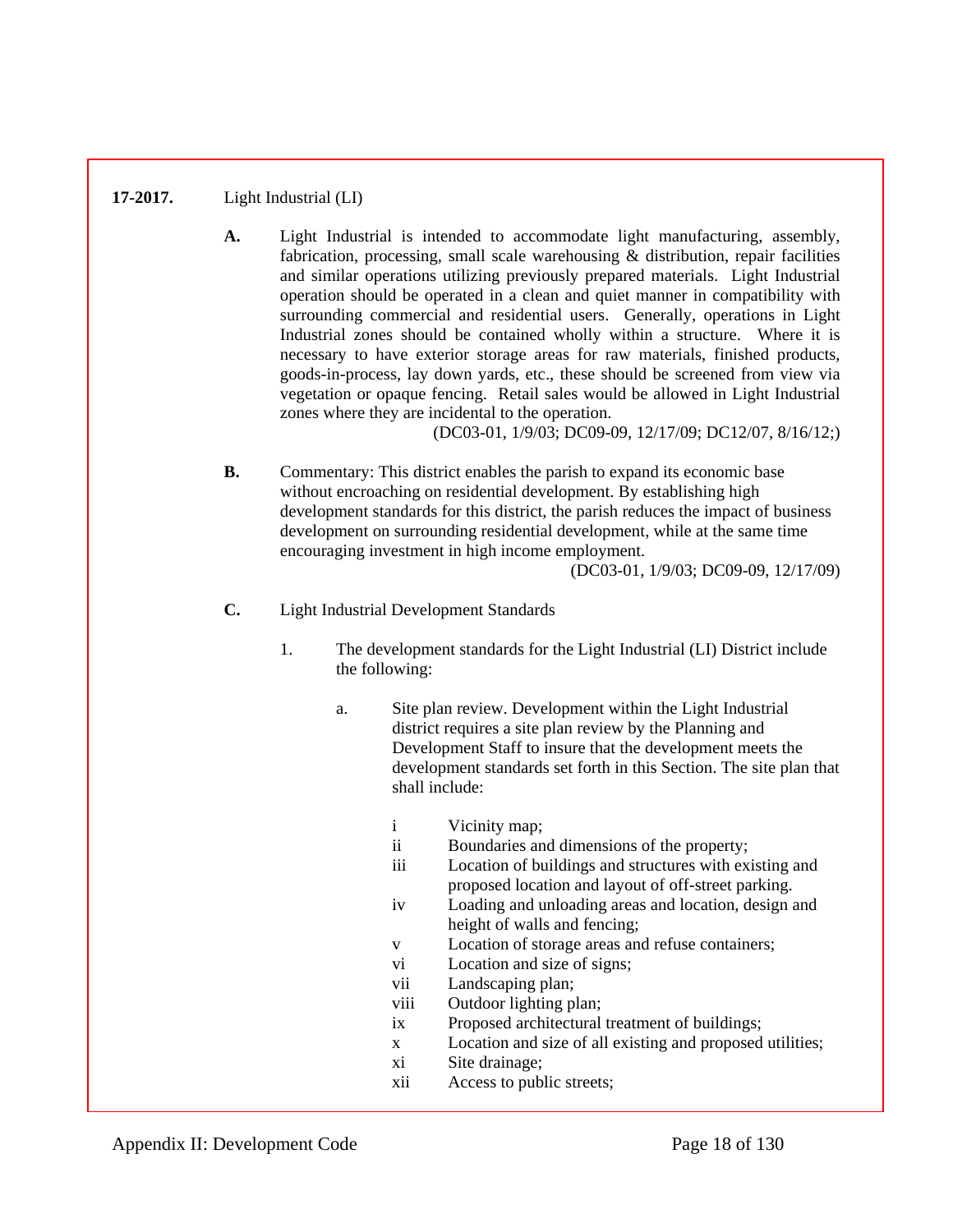**17-2017.** Light Industrial (LI)

**A.** Light Industrial is intended to accommodate light manufacturing, assembly, fabrication, processing, small scale warehousing & distribution, repair facilities and similar operations utilizing previously prepared materials. Light Industrial operation should be operated in a clean and quiet manner in compatibility with surrounding commercial and residential users. Generally, operations in Light Industrial zones should be contained wholly within a structure. Where it is necessary to have exterior storage areas for raw materials, finished products, goods-in-process, lay down yards, etc., these should be screened from view via vegetation or opaque fencing. Retail sales would be allowed in Light Industrial zones where they are incidental to the operation.

(DC03-01, 1/9/03; DC09-09, 12/17/09; DC12/07, 8/16/12;)

**B.** Commentary: This district enables the parish to expand its economic base without encroaching on residential development. By establishing high development standards for this district, the parish reduces the impact of business development on surrounding residential development, while at the same time encouraging investment in high income employment.

(DC03-01, 1/9/03; DC09-09, 12/17/09)

**C.** Light Industrial Development Standards

1. The development standards for the Light Industrial (LI) District include the following:

   a. Site plan review. Development within the Light Industrial district requires a site plan review by the Planning and Development Staff to insure that the development meets the development standards set forth in this Section. The site plan that shall include:

      i Vicinity map;
      ii Boundaries and dimensions of the property;
      iii Location of buildings and structures with existing and proposed location and layout of off-street parking.
      iv Loading and unloading areas and location, design and height of walls and fencing;
      v Location of storage areas and refuse containers;
      vi Location and size of signs;
      vii Landscaping plan;
      viii Outdoor lighting plan;
      ix Proposed architectural treatment of buildings;
      x Location and size of all existing and proposed utilities;
      xi Site drainage;
      xii Access to public streets;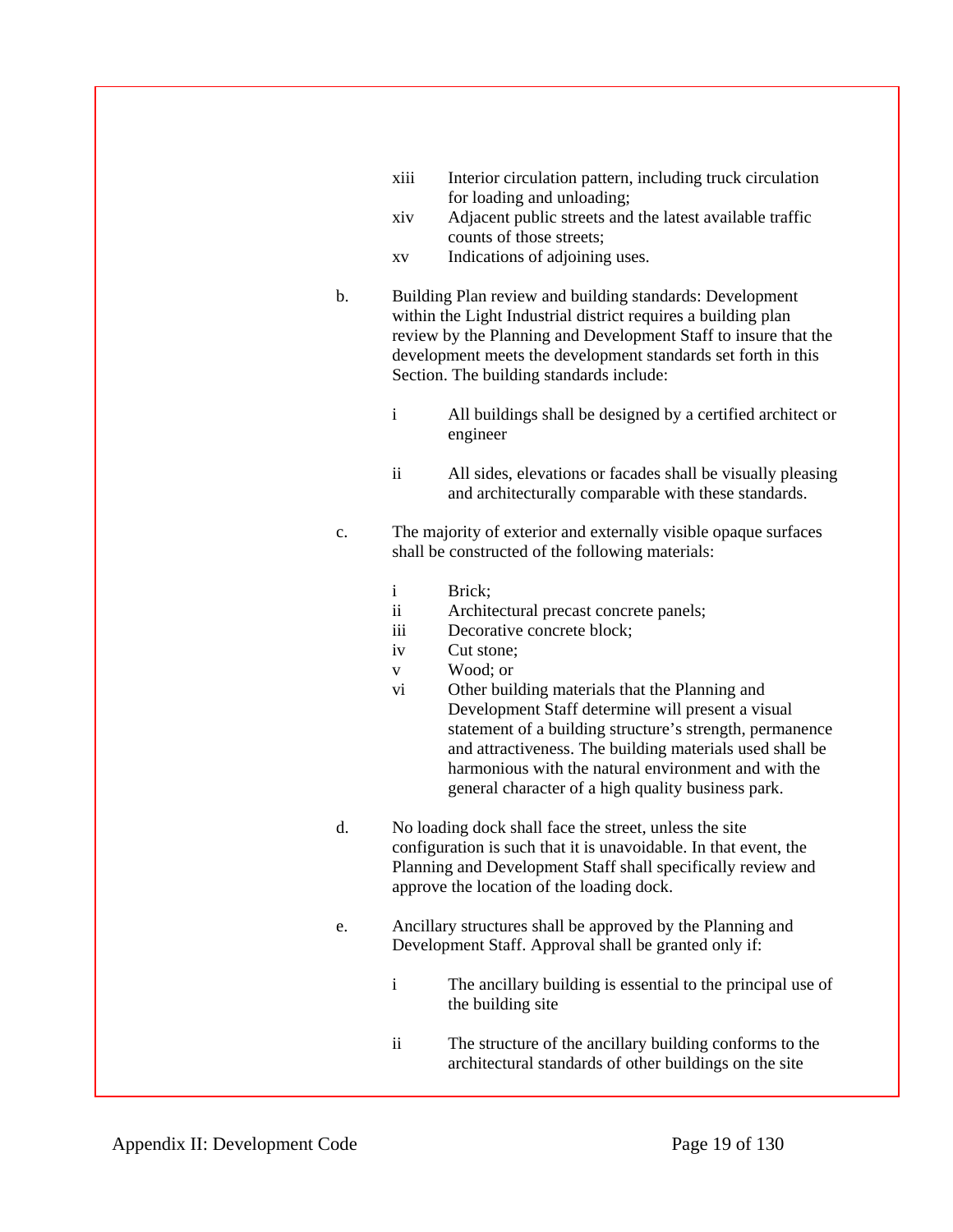- xiii Interior circulation pattern, including truck circulation for loading and unloading;
- xiv Adjacent public streets and the latest available traffic counts of those streets;
- xv Indications of adjoining uses.

b. Building Plan review and building standards: Development within the Light Industrial district requires a building plan review by the Planning and Development Staff to insure that the development meets the development standards set forth in this Section. The building standards include:

- i All buildings shall be designed by a certified architect or engineer

- ii All sides, elevations or facades shall be visually pleasing and architecturally comparable with these standards.

c. The majority of exterior and externally visible opaque surfaces shall be constructed of the following materials:

- i Brick;
- ii Architectural precast concrete panels;
- iii Decorative concrete block;
- iv Cut stone;
- v Wood; or
- vi Other building materials that the Planning and Development Staff determine will present a visual statement of a building structure's strength, permanence and attractiveness. The building materials used shall be harmonious with the natural environment and with the general character of a high quality business park.

d. No loading dock shall face the street, unless the site configuration is such that it is unavoidable. In that event, the Planning and Development Staff shall specifically review and approve the location of the loading dock.

e. Ancillary structures shall be approved by the Planning and Development Staff. Approval shall be granted only if:

- i The ancillary building is essential to the principal use of the building site

- ii The structure of the ancillary building conforms to the architectural standards of other buildings on the site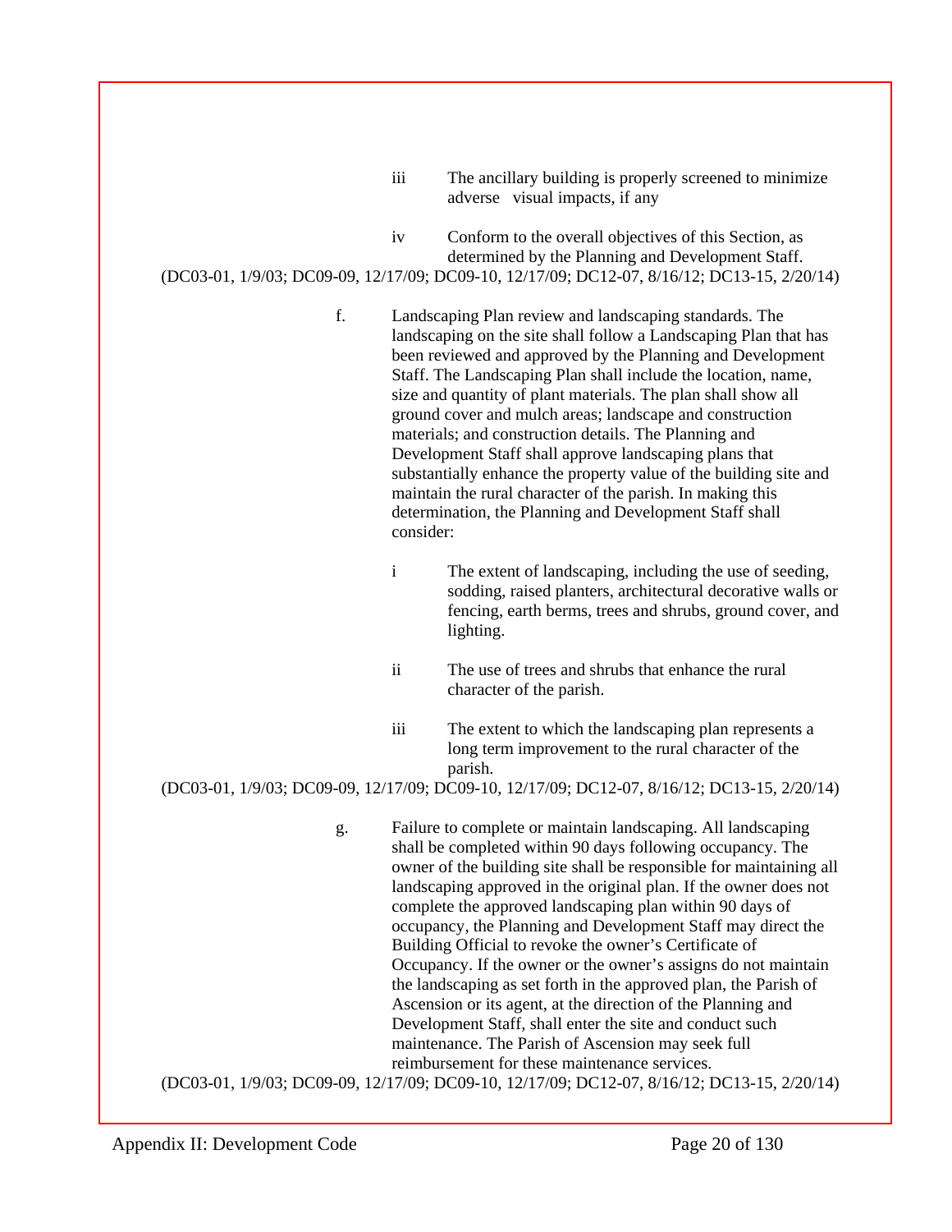iii The ancillary building is properly screened to minimize adverse visual impacts, if any

iv Conform to the overall objectives of this Section, as determined by the Planning and Development Staff.

(DC03-01, 1/9/03; DC09-09, 12/17/09; DC09-10, 12/17/09; DC12-07, 8/16/12; DC13-15, 2/20/14)

f. Landscaping Plan review and landscaping standards. The landscaping on the site shall follow a Landscaping Plan that has been reviewed and approved by the Planning and Development Staff. The Landscaping Plan shall include the location, name, size and quantity of plant materials. The plan shall show all ground cover and mulch areas; landscape and construction materials; and construction details. The Planning and Development Staff shall approve landscaping plans that substantially enhance the property value of the building site and maintain the rural character of the parish. In making this determination, the Planning and Development Staff shall consider:

i The extent of landscaping, including the use of seeding, sodding, raised planters, architectural decorative walls or fencing, earth berms, trees and shrubs, ground cover, and lighting.

ii The use of trees and shrubs that enhance the rural character of the parish.

iii The extent to which the landscaping plan represents a long term improvement to the rural character of the parish.

(DC03-01, 1/9/03; DC09-09, 12/17/09; DC09-10, 12/17/09; DC12-07, 8/16/12; DC13-15, 2/20/14)

g. Failure to complete or maintain landscaping. All landscaping shall be completed within 90 days following occupancy. The owner of the building site shall be responsible for maintaining all landscaping approved in the original plan. If the owner does not complete the approved landscaping plan within 90 days of occupancy, the Planning and Development Staff may direct the Building Official to revoke the owner's Certificate of Occupancy. If the owner or the owner's assigns do not maintain the landscaping as set forth in the approved plan, the Parish of Ascension or its agent, at the direction of the Planning and Development Staff, shall enter the site and conduct such maintenance. The Parish of Ascension may seek full reimbursement for these maintenance services.

(DC03-01, 1/9/03; DC09-09, 12/17/09; DC09-10, 12/17/09; DC12-07, 8/16/12; DC13-15, 2/20/14)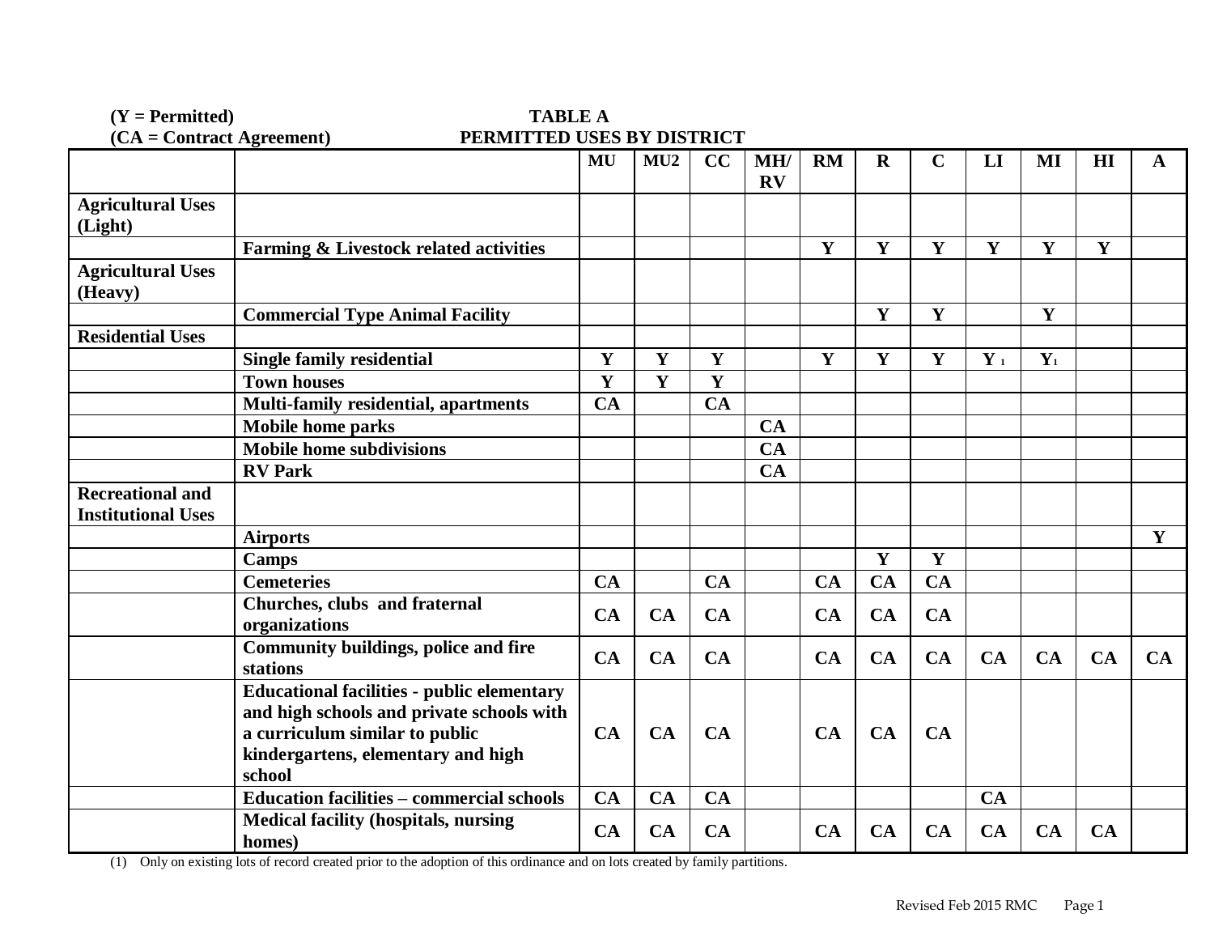**(Y = Permitted)**
**(CA = Contract Agreement)**

**TABLE A**
**PERMITTED USES BY DISTRICT**

| | | MU | MU2 | CC | MH/RV | RM | R | C | LI | MI | HI | A |
|---|---|---|---|---|---|---|---|---|---|---|---|---|
| **Agricultural Uses (Light)** | | | | | | | | | | | | |
| | **Farming & Livestock related activities** | | | | | Y | Y | Y | Y | Y | Y | |
| **Agricultural Uses (Heavy)** | | | | | | | | | | | | |
| | **Commercial Type Animal Facility** | | | | | | Y | Y | | Y | | |
| **Residential Uses** | | | | | | | | | | | | |
| | **Single family residential** | Y | Y | Y | | Y | Y | Y | Y (1) | Y (1) | | |
| | **Town houses** | Y | Y | Y | | | | | | | | |
| | **Multi-family residential, apartments** | CA | | CA | | | | | | | | |
| | **Mobile home parks** | | | | CA | | | | | | | |
| | **Mobile home subdivisions** | | | | CA | | | | | | | |
| | **RV Park** | | | | CA | | | | | | | |
| **Recreational and Institutional Uses** | | | | | | | | | | | | |
| | **Airports** | | | | | | | | | | | Y |
| | **Camps** | | | | | | Y | Y | | | | |
| | **Cemeteries** | CA | | CA | | CA | CA | CA | | | | |
| | **Churches, clubs and fraternal organizations** | CA | CA | CA | | CA | CA | CA | | | | |
| | **Community buildings, police and fire stations** | CA | CA | CA | | CA | CA | CA | CA | CA | CA | CA |
| | **Educational facilities - public elementary and high schools and private schools with a curriculum similar to public kindergartens, elementary and high school** | CA | CA | CA | | CA | CA | CA | | | | |
| | **Education facilities – commercial schools** | CA | CA | CA | | | | | CA | | | |
| | **Medical facility (hospitals, nursing homes)** | CA | CA | CA | | CA | CA | CA | CA | CA | CA | |

(1) Only on existing lots of record created prior to the adoption of this ordinance and on lots created by family partitions.

Revised Feb 2015 RMC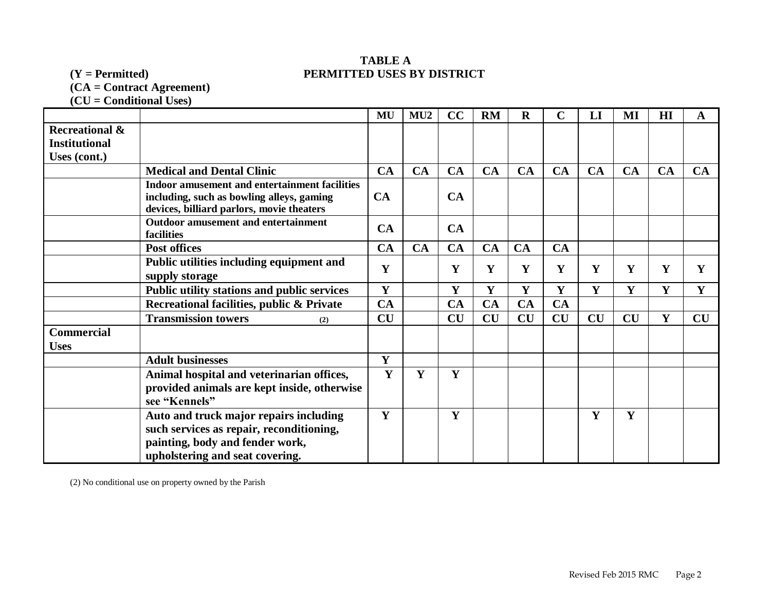**TABLE A**

**(Y = Permitted)** **PERMITTED USES BY DISTRICT**

**(CA = Contract Agreement)**

**(CU = Conditional Uses)**

| | | MU | MU2 | CC | RM | R | C | LI | MI | HI | A |
|---|---|---|---|---|---|---|---|---|---|---|---|
| **Recreational & Institutional Uses (cont.)** | | | | | | | | | | | |
| | **Medical and Dental Clinic** | CA | CA | CA | CA | CA | CA | CA | CA | CA | CA |
| | **Indoor amusement and entertainment facilities including, such as bowling alleys, gaming devices, billiard parlors, movie theaters** | CA | | CA | | | | | | | |
| | **Outdoor amusement and entertainment facilities** | CA | | CA | | | | | | | |
| | **Post offices** | CA | CA | CA | CA | CA | CA | | | | |
| | **Public utilities including equipment and supply storage** | Y | | Y | Y | Y | Y | Y | Y | Y | Y |
| | **Public utility stations and public services** | Y | | Y | Y | Y | Y | Y | Y | Y | Y |
| | **Recreational facilities, public & Private** | CA | | CA | CA | CA | CA | | | | |
| | **Transmission towers** (2) | CU | | CU | CU | CU | CU | CU | CU | Y | CU |
| **Commercial Uses** | | | | | | | | | | | |
| | **Adult businesses** | Y | | | | | | | | | |
| | **Animal hospital and veterinarian offices, provided animals are kept inside, otherwise see "Kennels"** | Y | Y | Y | | | | | | | |
| | **Auto and truck major repairs including such services as repair, reconditioning, painting, body and fender work, upholstering and seat covering.** | Y | | Y | | | | Y | Y | | |

(2) No conditional use on property owned by the Parish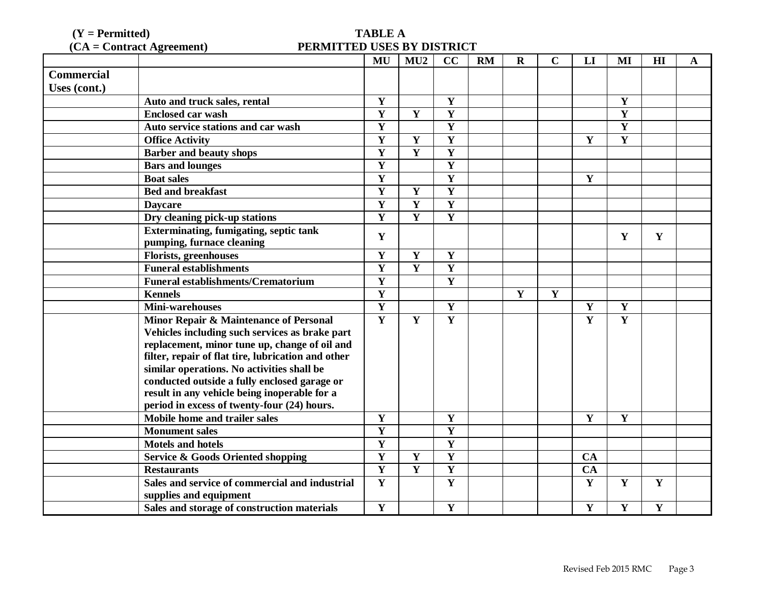(Y = Permitted)
(CA = Contract Agreement)

**TABLE A**
**PERMITTED USES BY DISTRICT**

| | | MU | MU2 | CC | RM | R | C | LI | MI | HI | A |
|---|---|---|---|---|---|---|---|---|---|---|---|
| **Commercial Uses (cont.)** | | | | | | | | | | | |
| | Auto and truck sales, rental | Y | | Y | | | | | Y | | |
| | Enclosed car wash | Y | Y | Y | | | | | Y | | |
| | Auto service stations and car wash | Y | | Y | | | | | Y | | |
| | Office Activity | Y | Y | Y | | | | Y | Y | | |
| | Barber and beauty shops | Y | Y | Y | | | | | | | |
| | Bars and lounges | Y | | Y | | | | | | | |
| | Boat sales | Y | | Y | | | | Y | | | |
| | Bed and breakfast | Y | Y | Y | | | | | | | |
| | Daycare | Y | Y | Y | | | | | | | |
| | Dry cleaning pick-up stations | Y | Y | Y | | | | | | | |
| | Exterminating, fumigating, septic tank pumping, furnace cleaning | Y | | | | | | | Y | Y | |
| | Florists, greenhouses | Y | Y | Y | | | | | | | |
| | Funeral establishments | Y | Y | Y | | | | | | | |
| | Funeral establishments/Crematorium | Y | | Y | | | | | | | |
| | Kennels | Y | | | | Y | Y | | | | |
| | Mini-warehouses | Y | | Y | | | | Y | Y | | |
| | Minor Repair & Maintenance of Personal Vehicles including such services as brake part replacement, minor tune up, change of oil and filter, repair of flat tire, lubrication and other similar operations. No activities shall be conducted outside a fully enclosed garage or result in any vehicle being inoperable for a period in excess of twenty-four (24) hours. | Y | Y | Y | | | | Y | Y | | |
| | Mobile home and trailer sales | Y | | Y | | | | Y | Y | | |
| | Monument sales | Y | | Y | | | | | | | |
| | Motels and hotels | Y | | Y | | | | | | | |
| | Service & Goods Oriented shopping | Y | Y | Y | | | | CA | | | |
| | Restaurants | Y | Y | Y | | | | CA | | | |
| | Sales and service of commercial and industrial supplies and equipment | Y | | Y | | | | Y | Y | Y | |
| | Sales and storage of construction materials | Y | | Y | | | | Y | Y | Y | |

Revised Feb 2015 RMC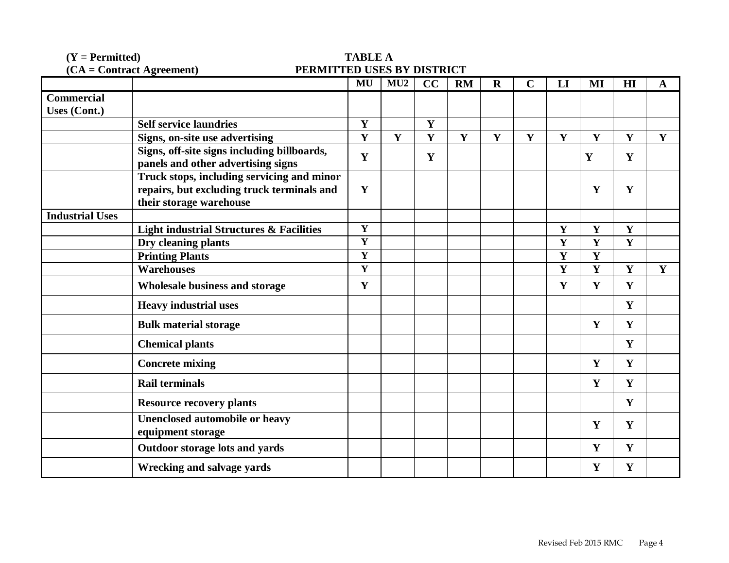(Y = Permitted)
(CA = Contract Agreement)

**TABLE A**
**PERMITTED USES BY DISTRICT**

| | | MU | MU2 | CC | RM | R | C | LI | MI | HI | A |
|---|---|---|---|---|---|---|---|---|---|---|---|
| **Commercial Uses (Cont.)** | | | | | | | | | | | |
| | **Self service laundries** | Y | | Y | | | | | | | |
| | **Signs, on-site use advertising** | Y | Y | Y | Y | Y | Y | Y | Y | Y | Y |
| | **Signs, off-site signs including billboards, panels and other advertising signs** | Y | | Y | | | | | Y | Y | |
| | **Truck stops, including servicing and minor repairs, but excluding truck terminals and their storage warehouse** | Y | | | | | | | Y | Y | |
| **Industrial Uses** | | | | | | | | | | | |
| | **Light industrial Structures & Facilities** | Y | | | | | | Y | Y | Y | |
| | **Dry cleaning plants** | Y | | | | | | Y | Y | Y | |
| | **Printing Plants** | Y | | | | | | Y | Y | | |
| | **Warehouses** | Y | | | | | | Y | Y | Y | Y |
| | **Wholesale business and storage** | Y | | | | | | Y | Y | Y | |
| | **Heavy industrial uses** | | | | | | | | | Y | |
| | **Bulk material storage** | | | | | | | | Y | Y | |
| | **Chemical plants** | | | | | | | | | Y | |
| | **Concrete mixing** | | | | | | | | Y | Y | |
| | **Rail terminals** | | | | | | | | Y | Y | |
| | **Resource recovery plants** | | | | | | | | | Y | |
| | **Unenclosed automobile or heavy equipment storage** | | | | | | | | Y | Y | |
| | **Outdoor storage lots and yards** | | | | | | | | Y | Y | |
| | **Wrecking and salvage yards** | | | | | | | | Y | Y | |

Revised Feb 2015 RMC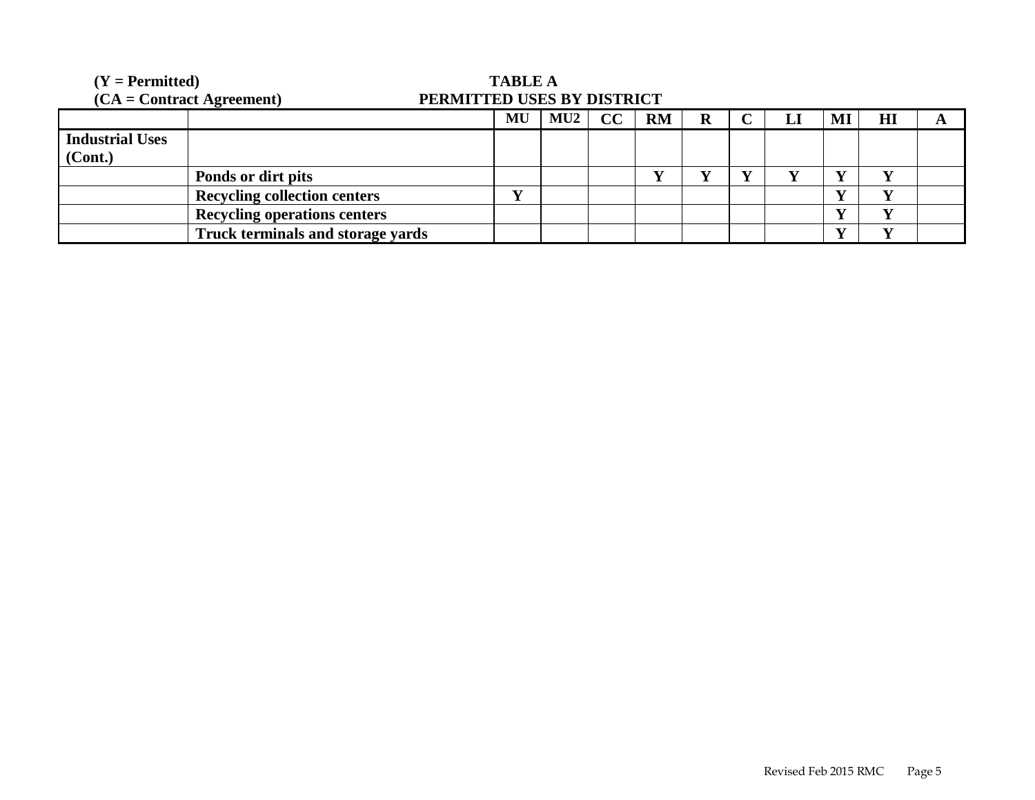**(Y = Permitted)**
**(CA = Contract Agreement)**

**TABLE A**
**PERMITTED USES BY DISTRICT**

| | | MU | MU2 | CC | RM | R | C | LI | MI | HI | A |
|---|---|---|---|---|---|---|---|---|---|---|---|
| **Industrial Uses (Cont.)** | | | | | | | | | | | |
| | **Ponds or dirt pits** | | | | Y | Y | Y | Y | Y | Y | |
| | **Recycling collection centers** | Y | | | | | | | Y | Y | |
| | **Recycling operations centers** | | | | | | | | Y | Y | |
| | **Truck terminals and storage yards** | | | | | | | | Y | Y | |

Revised Feb 2015 RMC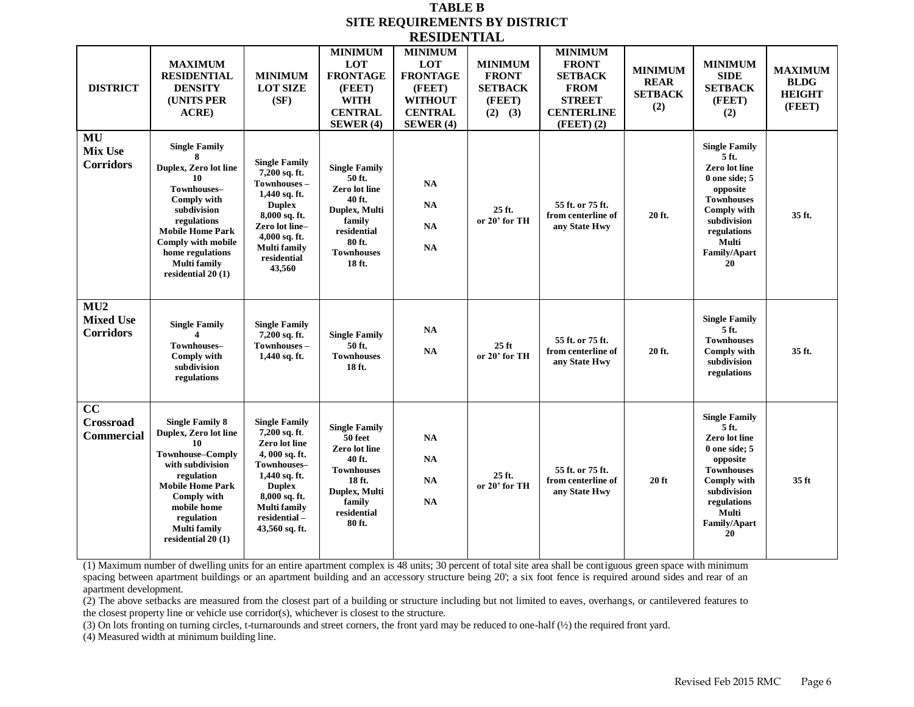# TABLE B
## SITE REQUIREMENTS BY DISTRICT
## RESIDENTIAL

| DISTRICT | MAXIMUM RESIDENTIAL DENSITY (UNITS PER ACRE) | MINIMUM LOT SIZE (SF) | MINIMUM LOT FRONTAGE (FEET) WITH CENTRAL SEWER (4) | MINIMUM LOT FRONTAGE (FEET) WITHOUT CENTRAL SEWER (4) | MINIMUM FRONT SETBACK (FEET) (2) (3) | MINIMUM FRONT SETBACK FROM STREET CENTERLINE (FEET) (2) | MINIMUM REAR SETBACK (2) | MINIMUM SIDE SETBACK (FEET) (2) | MAXIMUM BLDG HEIGHT (FEET) |
|---|---|---|---|---|---|---|---|---|---|
| **MU Mix Use Corridors** | Single Family 8<br>Duplex, Zero lot line 10<br>Townhouses– Comply with subdivision regulations<br>Mobile Home Park Comply with mobile home regulations<br>Multi family residential 20 (1) | Single Family 7,200 sq. ft.<br>Townhouses – 1,440 sq. ft.<br>Duplex 8,000 sq. ft.<br>Zero lot line– 4,000 sq. ft.<br>Multi family residential 43,560 | Single Family 50 ft.<br>Zero lot line 40 ft.<br>Duplex, Multi family residential 80 ft.<br>Townhouses 18 ft. | NA<br>NA<br>NA<br>NA | 25 ft. or 20' for TH | 55 ft. or 75 ft. from centerline of any State Hwy | 20 ft. | Single Family 5 ft.<br>Zero lot line 0 one side; 5 opposite<br>Townhouses Comply with subdivision regulations<br>Multi Family/Apart 20 | 35 ft. |
| **MU2 Mixed Use Corridors** | Single Family 4<br>Townhouses– Comply with subdivision regulations | Single Family 7,200 sq. ft.<br>Townhouses – 1,440 sq. ft. | Single Family 50 ft.<br>Townhouses 18 ft. | NA<br>NA | 25 ft or 20' for TH | 55 ft. or 75 ft. from centerline of any State Hwy | 20 ft. | Single Family 5 ft.<br>Townhouses Comply with subdivision regulations | 35 ft. |
| **CC Crossroad Commercial** | Single Family 8<br>Duplex, Zero lot line 10<br>Townhouse–Comply with subdivision regulation<br>Mobile Home Park Comply with mobile home regulation<br>Multi family residential 20 (1) | Single Family 7,200 sq. ft.<br>Zero lot line 4, 000 sq. ft.<br>Townhouses– 1,440 sq. ft.<br>Duplex 8,000 sq. ft.<br>Multi family residential – 43,560 sq. ft. | Single Family 50 feet<br>Zero lot line 40 ft.<br>Townhouses 18 ft.<br>Duplex, Multi family residential 80 ft. | NA<br>NA<br>NA<br>NA | 25 ft. or 20' for TH | 55 ft. or 75 ft. from centerline of any State Hwy | 20 ft | Single Family 5 ft.<br>Zero lot line 0 one side; 5 opposite<br>Townhouses Comply with subdivision regulations<br>Multi Family/Apart 20 | 35 ft |

(1) Maximum number of dwelling units for an entire apartment complex is 48 units; 30 percent of total site area shall be contiguous green space with minimum spacing between apartment buildings or an apartment building and an accessory structure being 20'; a six foot fence is required around sides and rear of an apartment development.

(2) The above setbacks are measured from the closest part of a building or structure including but not limited to eaves, overhangs, or cantilevered features to the closest property line or vehicle use corridor(s), whichever is closest to the structure.

(3) On lots fronting on turning circles, t-turnarounds and street corners, the front yard may be reduced to one-half (½) the required front yard.

(4) Measured width at minimum building line.

Revised Feb 2015 RMC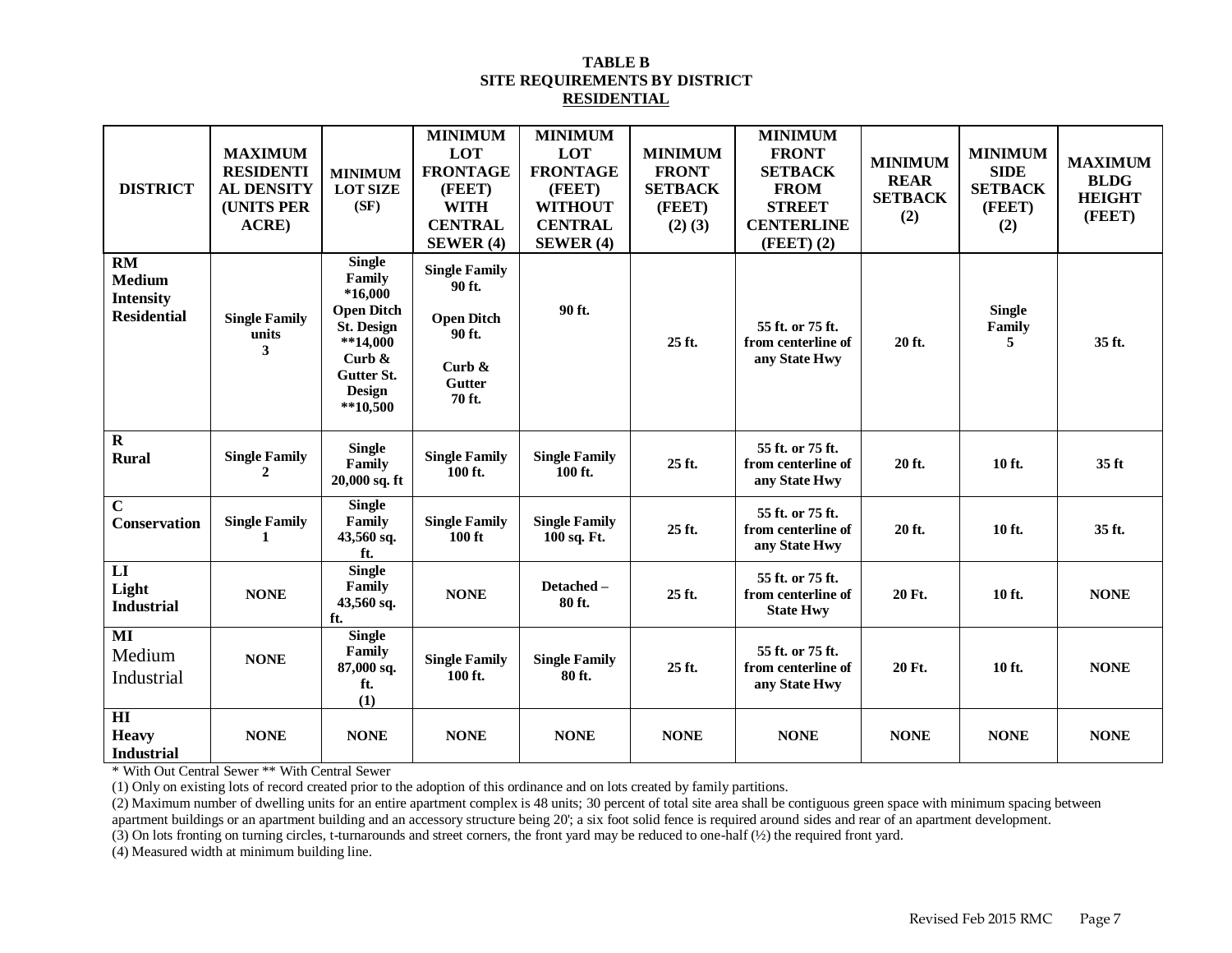**TABLE B**
**SITE REQUIREMENTS BY DISTRICT**
**RESIDENTIAL**

| DISTRICT | MAXIMUM RESIDENTIAL DENSITY (UNITS PER ACRE) | MINIMUM LOT SIZE (SF) | MINIMUM LOT FRONTAGE (FEET) WITH CENTRAL SEWER (4) | MINIMUM LOT FRONTAGE (FEET) WITHOUT CENTRAL SEWER (4) | MINIMUM FRONT SETBACK (FEET) (2) (3) | MINIMUM FRONT SETBACK FROM STREET CENTERLINE (FEET) (2) | MINIMUM REAR SETBACK (2) | MINIMUM SIDE SETBACK (FEET) (2) | MAXIMUM BLDG HEIGHT (FEET) |
|---|---|---|---|---|---|---|---|---|---|
| **RM Medium Intensity Residential** | Single Family units 3 | Single Family *16,000 Open Ditch St. Design **14,000 Curb & Gutter St. Design **10,500 | Single Family 90 ft. Open Ditch 90 ft. Curb & Gutter 70 ft. | 90 ft. | 25 ft. | 55 ft. or 75 ft. from centerline of any State Hwy | 20 ft. | Single Family 5 | 35 ft. |
| **R Rural** | Single Family 2 | Single Family 20,000 sq. ft | Single Family 100 ft. | Single Family 100 ft. | 25 ft. | 55 ft. or 75 ft. from centerline of any State Hwy | 20 ft. | 10 ft. | 35 ft |
| **C Conservation** | Single Family 1 | Single Family 43,560 sq. ft. | Single Family 100 ft | Single Family 100 sq. Ft. | 25 ft. | 55 ft. or 75 ft. from centerline of any State Hwy | 20 ft. | 10 ft. | 35 ft. |
| **LI Light Industrial** | NONE | Single Family 43,560 sq. ft. | NONE | Detached – 80 ft. | 25 ft. | 55 ft. or 75 ft. from centerline of State Hwy | 20 Ft. | 10 ft. | NONE |
| **MI** Medium Industrial | NONE | Single Family 87,000 sq. ft. (1) | Single Family 100 ft. | Single Family 80 ft. | 25 ft. | 55 ft. or 75 ft. from centerline of any State Hwy | 20 Ft. | 10 ft. | NONE |
| **HI Heavy Industrial** | NONE | NONE | NONE | NONE | NONE | NONE | NONE | NONE | NONE |

* With Out Central Sewer ** With Central Sewer

(1) Only on existing lots of record created prior to the adoption of this ordinance and on lots created by family partitions.

(2) Maximum number of dwelling units for an entire apartment complex is 48 units; 30 percent of total site area shall be contiguous green space with minimum spacing between apartment buildings or an apartment building and an accessory structure being 20'; a six foot solid fence is required around sides and rear of an apartment development.

(3) On lots fronting on turning circles, t-turnarounds and street corners, the front yard may be reduced to one-half (½) the required front yard.

(4) Measured width at minimum building line.

Revised Feb 2015 RMC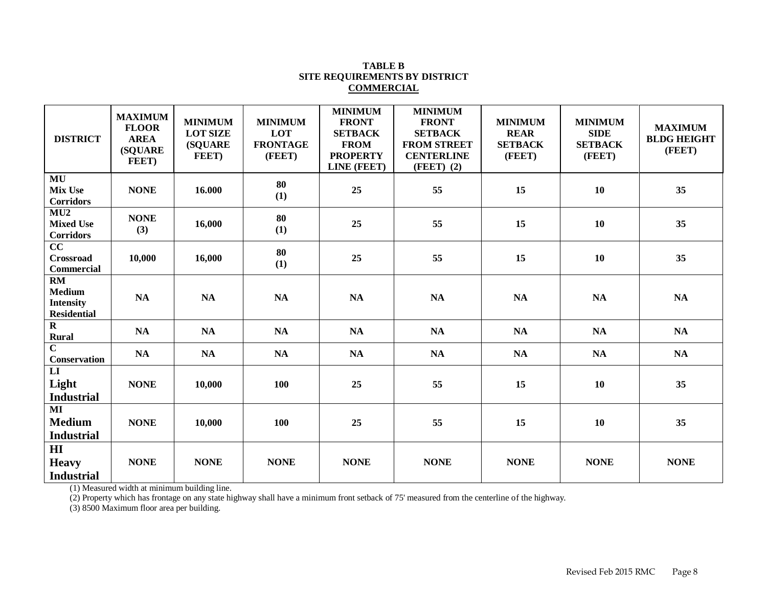**TABLE B**
**SITE REQUIREMENTS BY DISTRICT**
**COMMERCIAL**

| DISTRICT | MAXIMUM FLOOR AREA (SQUARE FEET) | MINIMUM LOT SIZE (SQUARE FEET) | MINIMUM LOT FRONTAGE (FEET) | MINIMUM FRONT SETBACK FROM PROPERTY LINE (FEET) | MINIMUM FRONT SETBACK FROM STREET CENTERLINE (FEET) (2) | MINIMUM REAR SETBACK (FEET) | MINIMUM SIDE SETBACK (FEET) | MAXIMUM BLDG HEIGHT (FEET) |
|---|---|---|---|---|---|---|---|---|
| **MU Mix Use Corridors** | NONE | 16.000 | 80 (1) | 25 | 55 | 15 | 10 | 35 |
| **MU2 Mixed Use Corridors** | NONE (3) | 16,000 | 80 (1) | 25 | 55 | 15 | 10 | 35 |
| **CC Crossroad Commercial** | 10,000 | 16,000 | 80 (1) | 25 | 55 | 15 | 10 | 35 |
| **RM Medium Intensity Residential** | NA | NA | NA | NA | NA | NA | NA | NA |
| **R Rural** | NA | NA | NA | NA | NA | NA | NA | NA |
| **C Conservation** | NA | NA | NA | NA | NA | NA | NA | NA |
| **LI Light Industrial** | NONE | 10,000 | 100 | 25 | 55 | 15 | 10 | 35 |
| **MI Medium Industrial** | NONE | 10,000 | 100 | 25 | 55 | 15 | 10 | 35 |
| **HI Heavy Industrial** | NONE | NONE | NONE | NONE | NONE | NONE | NONE | NONE |

(1) Measured width at minimum building line.
(2) Property which has frontage on any state highway shall have a minimum front setback of 75' measured from the centerline of the highway.
(3) 8500 Maximum floor area per building.

Revised Feb 2015 RMC